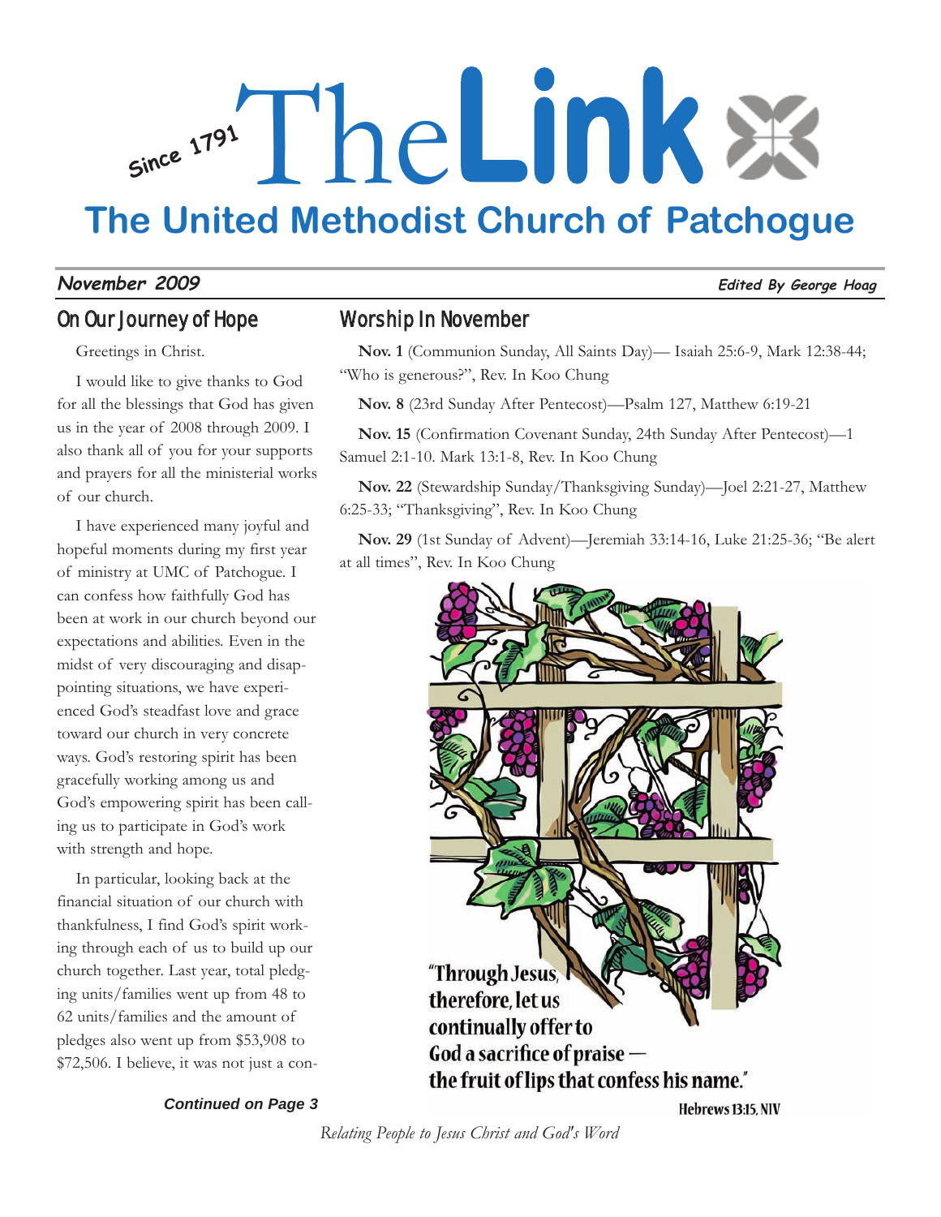# Since 1791 The Link

## The United Methodist Church of Patchogue

*November 2009* — *Edited By George Hoag*

## On Our Journey of Hope

Greetings in Christ.

I would like to give thanks to God for all the blessings that God has given us in the year of 2008 through 2009. I also thank all of you for your supports and prayers for all the ministerial works of our church.

I have experienced many joyful and hopeful moments during my first year of ministry at UMC of Patchogue. I can confess how faithfully God has been at work in our church beyond our expectations and abilities. Even in the midst of very discouraging and disappointing situations, we have experienced God's steadfast love and grace toward our church in very concrete ways. God's restoring spirit has been gracefully working among us and God's empowering spirit has been calling us to participate in God's work with strength and hope.

In particular, looking back at the financial situation of our church with thankfulness, I find God's spirit working through each of us to build up our church together. Last year, total pledging units/families went up from 48 to 62 units/families and the amount of pledges also went up from $53,908 to $72,506. I believe, it was not just a con-

***Continued on Page 3***

## Worship In November

**Nov. 1** (Communion Sunday, All Saints Day)— Isaiah 25:6-9, Mark 12:38-44; "Who is generous?", Rev. In Koo Chung

**Nov. 8** (23rd Sunday After Pentecost)—Psalm 127, Matthew 6:19-21

**Nov. 15** (Confirmation Covenant Sunday, 24th Sunday After Pentecost)—1 Samuel 2:1-10. Mark 13:1-8, Rev. In Koo Chung

**Nov. 22** (Stewardship Sunday/Thanksgiving Sunday)—Joel 2:21-27, Matthew 6:25-33; "Thanksgiving", Rev. In Koo Chung

**Nov. 29** (1st Sunday of Advent)—Jeremiah 33:14-16, Luke 21:25-36; "Be alert at all times", Rev. In Koo Chung

**"Through Jesus, therefore, let us continually offer to God a sacrifice of praise — the fruit of lips that confess his name."**

**Hebrews 13:15, NIV**

*Relating People to Jesus Christ and God's Word*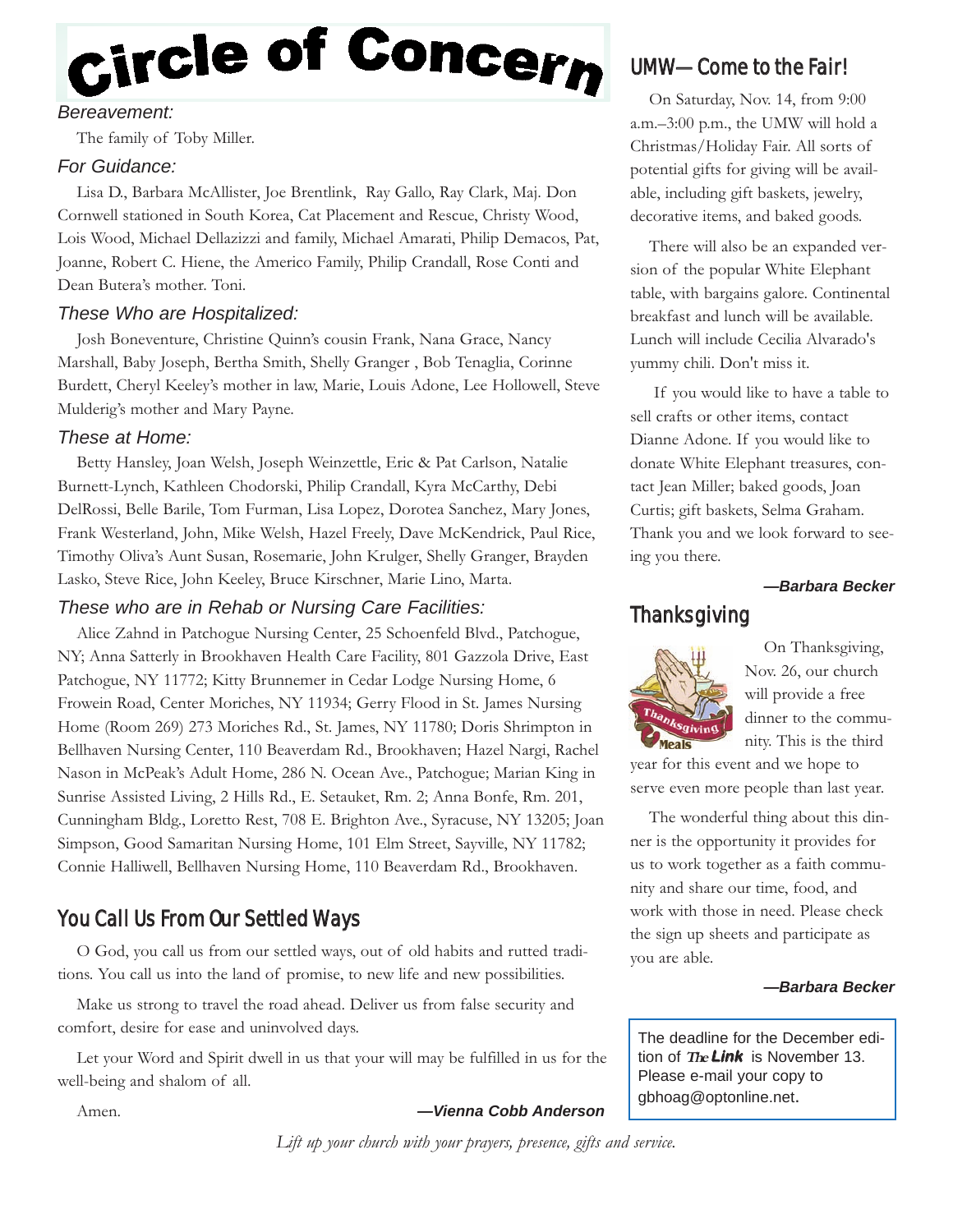# Circle of Concern

### *Bereavement:*

The family of Toby Miller.

### *For Guidance:*

Lisa D., Barbara McAllister, Joe Brentlink, Ray Gallo, Ray Clark, Maj. Don Cornwell stationed in South Korea, Cat Placement and Rescue, Christy Wood, Lois Wood, Michael Dellazizzi and family, Michael Amarati, Philip Demacos, Pat, Joanne, Robert C. Hiene, the Americo Family, Philip Crandall, Rose Conti and Dean Butera's mother. Toni.

### *These Who are Hospitalized:*

Josh Boneventure, Christine Quinn's cousin Frank, Nana Grace, Nancy Marshall, Baby Joseph, Bertha Smith, Shelly Granger , Bob Tenaglia, Corinne Burdett, Cheryl Keeley's mother in law, Marie, Louis Adone, Lee Hollowell, Steve Mulderig's mother and Mary Payne.

### *These at Home:*

Betty Hansley, Joan Welsh, Joseph Weinzettle, Eric & Pat Carlson, Natalie Burnett-Lynch, Kathleen Chodorski, Philip Crandall, Kyra McCarthy, Debi DelRossi, Belle Barile, Tom Furman, Lisa Lopez, Dorotea Sanchez, Mary Jones, Frank Westerland, John, Mike Welsh, Hazel Freely, Dave McKendrick, Paul Rice, Timothy Oliva's Aunt Susan, Rosemarie, John Krulger, Shelly Granger, Brayden Lasko, Steve Rice, John Keeley, Bruce Kirschner, Marie Lino, Marta.

### *These who are in Rehab or Nursing Care Facilities:*

Alice Zahnd in Patchogue Nursing Center, 25 Schoenfeld Blvd., Patchogue, NY; Anna Satterly in Brookhaven Health Care Facility, 801 Gazzola Drive, East Patchogue, NY 11772; Kitty Brunnemer in Cedar Lodge Nursing Home, 6 Frowein Road, Center Moriches, NY 11934; Gerry Flood in St. James Nursing Home (Room 269) 273 Moriches Rd., St. James, NY 11780; Doris Shrimpton in Bellhaven Nursing Center, 110 Beaverdam Rd., Brookhaven; Hazel Nargi, Rachel Nason in McPeak's Adult Home, 286 N. Ocean Ave., Patchogue; Marian King in Sunrise Assisted Living, 2 Hills Rd., E. Setauket, Rm. 2; Anna Bonfe, Rm. 201, Cunningham Bldg., Loretto Rest, 708 E. Brighton Ave., Syracuse, NY 13205; Joan Simpson, Good Samaritan Nursing Home, 101 Elm Street, Sayville, NY 11782; Connie Halliwell, Bellhaven Nursing Home, 110 Beaverdam Rd., Brookhaven.

## You Call Us From Our Settled Ways

O God, you call us from our settled ways, out of old habits and rutted traditions. You call us into the land of promise, to new life and new possibilities.

Make us strong to travel the road ahead. Deliver us from false security and comfort, desire for ease and uninvolved days.

Let your Word and Spirit dwell in us that your will may be fulfilled in us for the well-being and shalom of all.

Amen.

***—Vienna Cobb Anderson***

## UMW— Come to the Fair!

On Saturday, Nov. 14, from 9:00 a.m.–3:00 p.m., the UMW will hold a Christmas/Holiday Fair. All sorts of potential gifts for giving will be available, including gift baskets, jewelry, decorative items, and baked goods.

There will also be an expanded version of the popular White Elephant table, with bargains galore. Continental breakfast and lunch will be available. Lunch will include Cecilia Alvarado's yummy chili. Don't miss it.

If you would like to have a table to sell crafts or other items, contact Dianne Adone. If you would like to donate White Elephant treasures, contact Jean Miller; baked goods, Joan Curtis; gift baskets, Selma Graham. Thank you and we look forward to seeing you there.

***—Barbara Becker***

## Thanksgiving

On Thanksgiving, Nov. 26, our church will provide a free dinner to the community. This is the third year for this event and we hope to serve even more people than last year.

The wonderful thing about this dinner is the opportunity it provides for us to work together as a faith community and share our time, food, and work with those in need. Please check the sign up sheets and participate as you are able.

***—Barbara Becker***

The deadline for the December edition of ***The Link*** is November 13. Please e-mail your copy to gbhoag@optonline.net.

*Lift up your church with your prayers, presence, gifts and service.*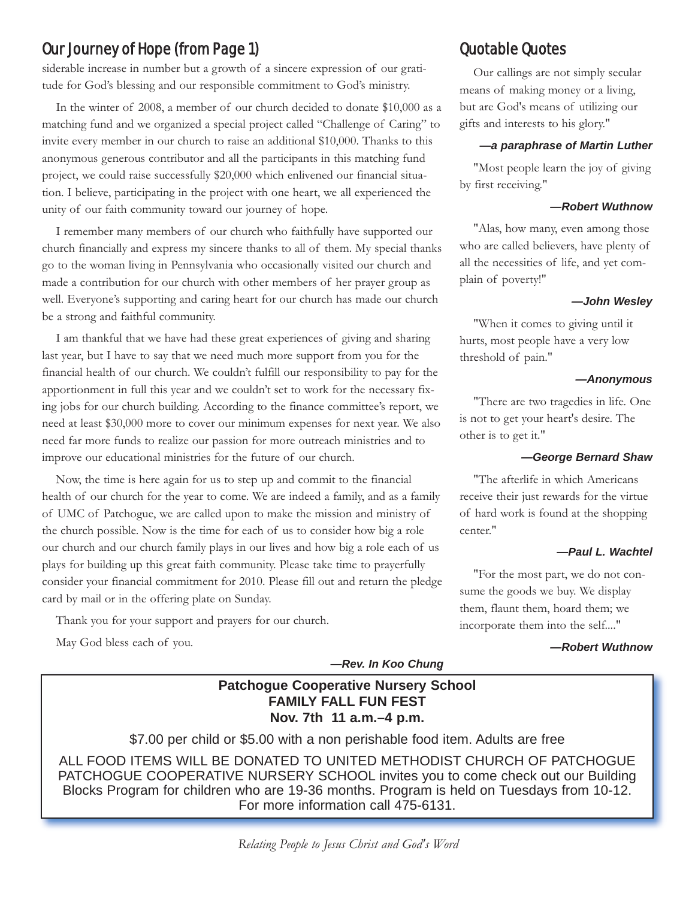## Our Journey of Hope (from Page 1)

siderable increase in number but a growth of a sincere expression of our gratitude for God's blessing and our responsible commitment to God's ministry.

In the winter of 2008, a member of our church decided to donate $10,000 as a matching fund and we organized a special project called "Challenge of Caring" to invite every member in our church to raise an additional $10,000. Thanks to this anonymous generous contributor and all the participants in this matching fund project, we could raise successfully $20,000 which enlivened our financial situation. I believe, participating in the project with one heart, we all experienced the unity of our faith community toward our journey of hope.

I remember many members of our church who faithfully have supported our church financially and express my sincere thanks to all of them. My special thanks go to the woman living in Pennsylvania who occasionally visited our church and made a contribution for our church with other members of her prayer group as well. Everyone's supporting and caring heart for our church has made our church be a strong and faithful community.

I am thankful that we have had these great experiences of giving and sharing last year, but I have to say that we need much more support from you for the financial health of our church. We couldn't fulfill our responsibility to pay for the apportionment in full this year and we couldn't set to work for the necessary fixing jobs for our church building. According to the finance committee's report, we need at least $30,000 more to cover our minimum expenses for next year. We also need far more funds to realize our passion for more outreach ministries and to improve our educational ministries for the future of our church.

Now, the time is here again for us to step up and commit to the financial health of our church for the year to come. We are indeed a family, and as a family of UMC of Patchogue, we are called upon to make the mission and ministry of the church possible. Now is the time for each of us to consider how big a role our church and our church family plays in our lives and how big a role each of us plays for building up this great faith community. Please take time to prayerfully consider your financial commitment for 2010. Please fill out and return the pledge card by mail or in the offering plate on Sunday.

Thank you for your support and prayers for our church.

May God bless each of you.

***—Rev. In Koo Chung***

## Quotable Quotes

Our callings are not simply secular means of making money or a living, but are God's means of utilizing our gifts and interests to his glory."

***—a paraphrase of Martin Luther***

"Most people learn the joy of giving by first receiving."

***—Robert Wuthnow***

"Alas, how many, even among those who are called believers, have plenty of all the necessities of life, and yet complain of poverty!"

***—John Wesley***

"When it comes to giving until it hurts, most people have a very low threshold of pain."

***—Anonymous***

"There are two tragedies in life. One is not to get your heart's desire. The other is to get it."

***—George Bernard Shaw***

"The afterlife in which Americans receive their just rewards for the virtue of hard work is found at the shopping center."

***—Paul L. Wachtel***

"For the most part, we do not consume the goods we buy. We display them, flaunt them, hoard them; we incorporate them into the self...."

***—Robert Wuthnow***

**Patchogue Cooperative Nursery School**
**FAMILY FALL FUN FEST**
**Nov. 7th 11 a.m.–4 p.m.**

$7.00 per child or $5.00 with a non perishable food item. Adults are free

ALL FOOD ITEMS WILL BE DONATED TO UNITED METHODIST CHURCH OF PATCHOGUE PATCHOGUE COOPERATIVE NURSERY SCHOOL invites you to come check out our Building Blocks Program for children who are 19-36 months. Program is held on Tuesdays from 10-12. For more information call 475-6131.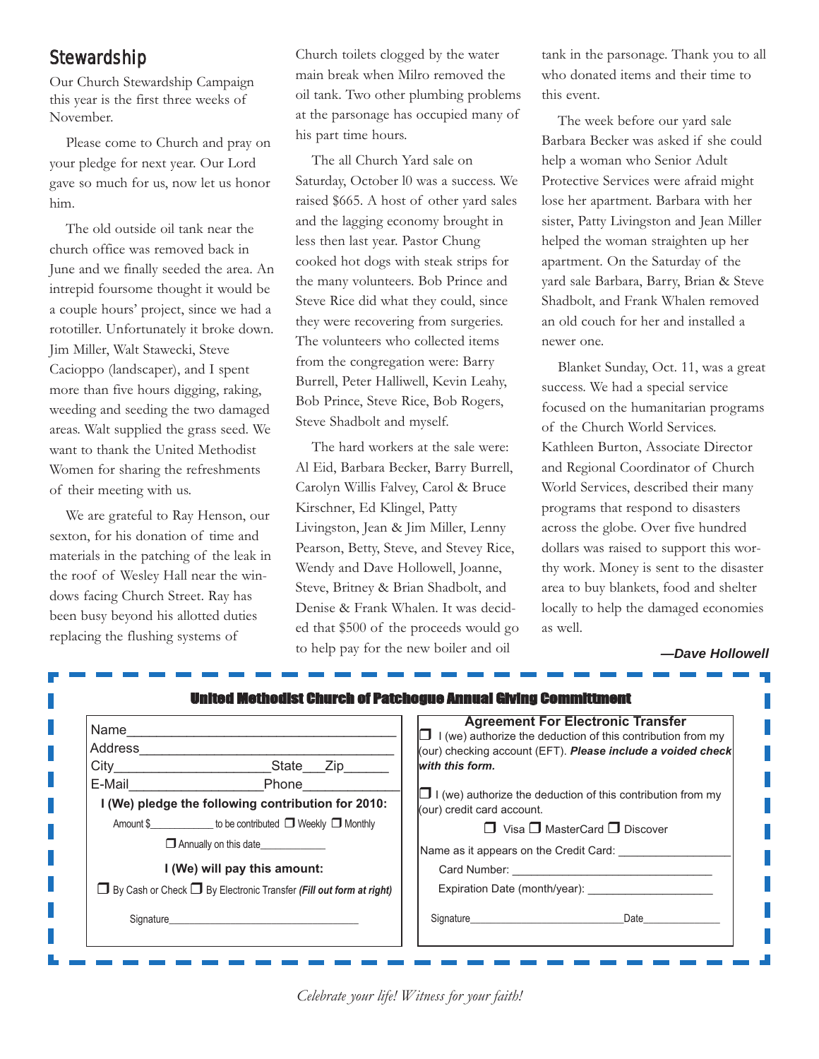## Stewardship

Our Church Stewardship Campaign this year is the first three weeks of November.

Please come to Church and pray on your pledge for next year. Our Lord gave so much for us, now let us honor him.

The old outside oil tank near the church office was removed back in June and we finally seeded the area. An intrepid foursome thought it would be a couple hours' project, since we had a rototiller. Unfortunately it broke down. Jim Miller, Walt Stawecki, Steve Cacioppo (landscaper), and I spent more than five hours digging, raking, weeding and seeding the two damaged areas. Walt supplied the grass seed. We want to thank the United Methodist Women for sharing the refreshments of their meeting with us.

We are grateful to Ray Henson, our sexton, for his donation of time and materials in the patching of the leak in the roof of Wesley Hall near the windows facing Church Street. Ray has been busy beyond his allotted duties replacing the flushing systems of Church toilets clogged by the water main break when Milro removed the oil tank. Two other plumbing problems at the parsonage has occupied many of his part time hours.

The all Church Yard sale on Saturday, October 10 was a success. We raised $665. A host of other yard sales and the lagging economy brought in less then last year. Pastor Chung cooked hot dogs with steak strips for the many volunteers. Bob Prince and Steve Rice did what they could, since they were recovering from surgeries. The volunteers who collected items from the congregation were: Barry Burrell, Peter Halliwell, Kevin Leahy, Bob Prince, Steve Rice, Bob Rogers, Steve Shadbolt and myself.

The hard workers at the sale were: Al Eid, Barbara Becker, Barry Burrell, Carolyn Willis Falvey, Carol & Bruce Kirschner, Ed Klingel, Patty Livingston, Jean & Jim Miller, Lenny Pearson, Betty, Steve, and Stevey Rice, Wendy and Dave Hollowell, Joanne, Steve, Britney & Brian Shadbolt, and Denise & Frank Whalen. It was decided that $500 of the proceeds would go to help pay for the new boiler and oil tank in the parsonage. Thank you to all who donated items and their time to this event.

The week before our yard sale Barbara Becker was asked if she could help a woman who Senior Adult Protective Services were afraid might lose her apartment. Barbara with her sister, Patty Livingston and Jean Miller helped the woman straighten up her apartment. On the Saturday of the yard sale Barbara, Barry, Brian & Steve Shadbolt, and Frank Whalen removed an old couch for her and installed a newer one.

Blanket Sunday, Oct. 11, was a great success. We had a special service focused on the humanitarian programs of the Church World Services. Kathleen Burton, Associate Director and Regional Coordinator of Church World Services, described their many programs that respond to disasters across the globe. Over five hundred dollars was raised to support this worthy work. Money is sent to the disaster area to buy blankets, food and shelter locally to help the damaged economies as well.

***—Dave Hollowell***

---

### United Methodist Church of Patchogue Annual Giving Committment

Name\_\_\_\_\_\_\_\_\_\_\_\_\_\_\_\_\_\_\_\_\_\_\_\_\_\_\_\_\_\_\_\_\_\_\_\_

Address\_\_\_\_\_\_\_\_\_\_\_\_\_\_\_\_\_\_\_\_\_\_\_\_\_\_\_\_\_\_\_\_\_\_

City\_\_\_\_\_\_\_\_\_\_\_\_\_\_\_\_\_\_\_\_ State\_\_\_ Zip\_\_\_\_\_\_

E-Mail\_\_\_\_\_\_\_\_\_\_\_\_\_\_\_\_\_\_ Phone\_\_\_\_\_\_\_\_\_\_\_\_

**I (We) pledge the following contribution for 2010:**

Amount $\_\_\_\_\_\_\_\_\_\_\_\_ to be contributed ❐ Weekly ❐ Monthly

❐ Annually on this date\_\_\_\_\_\_\_\_\_\_\_\_

**I (We) will pay this amount:**

❐ By Cash or Check ❐ By Electronic Transfer ***(Fill out form at right)***

Signature\_\_\_\_\_\_\_\_\_\_\_\_\_\_\_\_\_\_\_\_\_\_\_\_\_\_\_\_\_\_\_\_

**Agreement For Electronic Transfer**

❐ I (we) authorize the deduction of this contribution from my (our) checking account (EFT). ***Please include a voided check with this form.***

❐ I (we) authorize the deduction of this contribution from my (our) credit card account.

❐ Visa ❐ MasterCard ❐ Discover

Name as it appears on the Credit Card: \_\_\_\_\_\_\_\_\_\_\_\_\_\_\_\_\_

Card Number: \_\_\_\_\_\_\_\_\_\_\_\_\_\_\_\_\_\_\_\_\_\_\_\_\_\_\_\_\_\_\_

Expiration Date (month/year): \_\_\_\_\_\_\_\_\_\_\_\_\_\_\_\_\_\_\_

Signature\_\_\_\_\_\_\_\_\_\_\_\_\_\_\_\_\_\_\_\_\_\_\_\_\_\_ Date\_\_\_\_\_\_\_\_\_\_\_\_\_\_

*Celebrate your life! Witness for your faith!*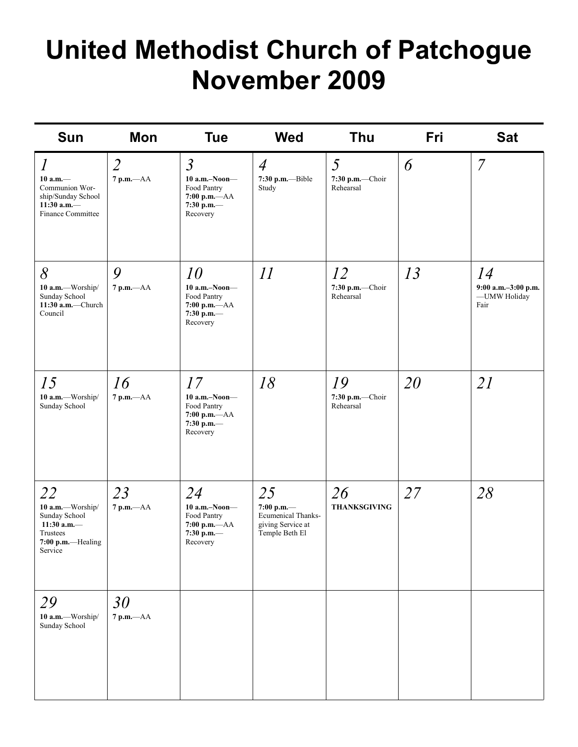# United Methodist Church of Patchogue
# November 2009

| Sun | Mon | Tue | Wed | Thu | Fri | Sat |
|---|---|---|---|---|---|---|
| *1* **10 a.m.**—Communion Worship/Sunday School **11:30 a.m.**—Finance Committee | *2* **7 p.m.**—AA | *3* **10 a.m.–Noon**—Food Pantry **7:00 p.m.**—AA **7:30 p.m.**—Recovery | *4* **7:30 p.m.**—Bible Study | *5* **7:30 p.m.**—Choir Rehearsal | *6* | *7* |
| *8* **10 a.m.**—Worship/Sunday School **11:30 a.m.**—Church Council | *9* **7 p.m.**—AA | *10* **10 a.m.–Noon**—Food Pantry **7:00 p.m.**—AA **7:30 p.m.**—Recovery | *11* | *12* **7:30 p.m.**—Choir Rehearsal | *13* | *14* **9:00 a.m.–3:00 p.m.**—UMW Holiday Fair |
| *15* **10 a.m.**—Worship/Sunday School | *16* **7 p.m.**—AA | *17* **10 a.m.–Noon**—Food Pantry **7:00 p.m.**—AA **7:30 p.m.**—Recovery | *18* | *19* **7:30 p.m.**—Choir Rehearsal | *20* | *21* |
| *22* **10 a.m.**—Worship/Sunday School **11:30 a.m.**—Trustees **7:00 p.m.**—Healing Service | *23* **7 p.m.**—AA | *24* **10 a.m.–Noon**—Food Pantry **7:00 p.m.**—AA **7:30 p.m.**—Recovery | *25* **7:00 p.m.**—Ecumenical Thanksgiving Service at Temple Beth El | *26* **THANKSGIVING** | *27* | *28* |
| *29* **10 a.m.**—Worship/Sunday School | *30* **7 p.m.**—AA | | | | | |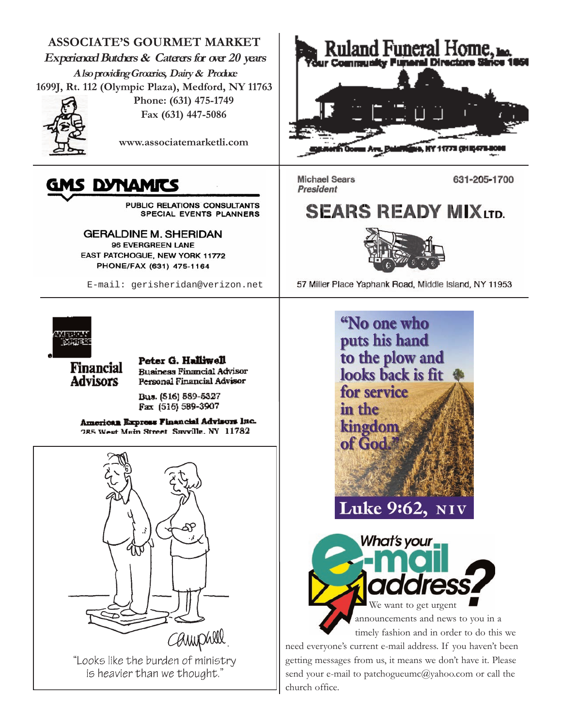**ASSOCIATE'S GOURMET MARKET**

*Experienced Butchers & Caterers for over 20 years*

*Also providing Groceries, Dairy & Produce*

**1699J, Rt. 112 (Olympic Plaza), Medford, NY 11763**

**Phone: (631) 475-1749**

**Fax (631) 447-5086**

**www.associatemarketli.com**

---

**Ruland Funeral Home, Inc.**

Your Community Funeral Directors Since 1850

North Ocean Ave, Patchogue, NY 11772 (516)475-0000

---

**GMS DYNAMICS**

PUBLIC RELATIONS CONSULTANTS
SPECIAL EVENTS PLANNERS

GERALDINE M. SHERIDAN
96 EVERGREEN LANE
EAST PATCHOGUE, NEW YORK 11772
PHONE/FAX (631) 475-1164

E-mail: gerisheridan@verizon.net

---

Michael Sears
*President*

631-205-1700

**SEARS READY MIX LTD.**

57 Miller Place Yaphank Road, Middle Island, NY 11953

---

AMERICAN EXPRESS

**Financial Advisors**

**Peter G. Halliwell**
Business Financial Advisor
Personal Financial Advisor

Bus. (516) 589-5327
Fax (516) 589-3907

**American Express Financial Advisors Inc.**
285 West Main Street Sayville, NY 11782

---

"Looks like the burden of ministry is heavier than we thought."

---

"No one who puts his hand to the plow and looks back is fit for service in the kingdom of God."

Luke 9:62, NIV

---

**What's your e-mail address?**

We want to get urgent announcements and news to you in a timely fashion and in order to do this we need everyone's current e-mail address. If you haven't been getting messages from us, it means we don't have it. Please send your e-mail to patchogueumc@yahoo.com or call the church office.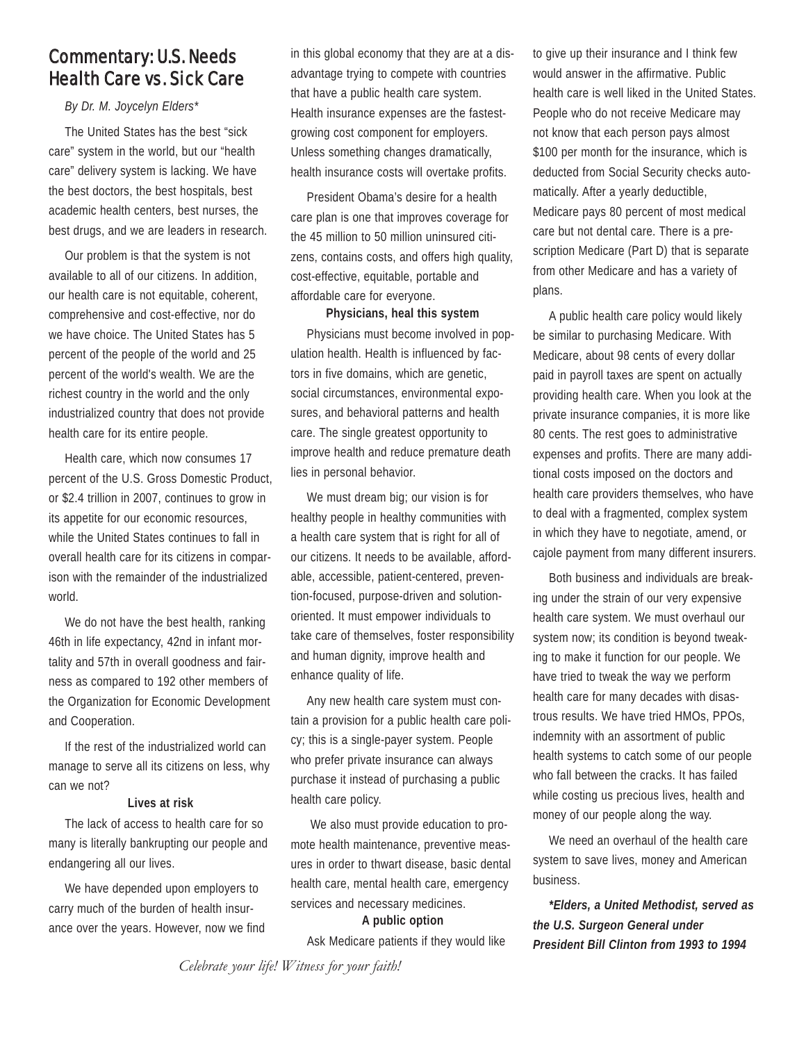## Commentary: U.S. Needs Health Care vs. Sick Care

*By Dr. M. Joycelyn Elders\**

The United States has the best "sick care" system in the world, but our "health care" delivery system is lacking. We have the best doctors, the best hospitals, best academic health centers, best nurses, the best drugs, and we are leaders in research.

Our problem is that the system is not available to all of our citizens. In addition, our health care is not equitable, coherent, comprehensive and cost-effective, nor do we have choice. The United States has 5 percent of the people of the world and 25 percent of the world's wealth. We are the richest country in the world and the only industrialized country that does not provide health care for its entire people.

Health care, which now consumes 17 percent of the U.S. Gross Domestic Product, or $2.4 trillion in 2007, continues to grow in its appetite for our economic resources, while the United States continues to fall in overall health care for its citizens in comparison with the remainder of the industrialized world.

We do not have the best health, ranking 46th in life expectancy, 42nd in infant mortality and 57th in overall goodness and fairness as compared to 192 other members of the Organization for Economic Development and Cooperation.

If the rest of the industrialized world can manage to serve all its citizens on less, why can we not?

**Lives at risk**

The lack of access to health care for so many is literally bankrupting our people and endangering all our lives.

We have depended upon employers to carry much of the burden of health insurance over the years. However, now we find in this global economy that they are at a disadvantage trying to compete with countries that have a public health care system. Health insurance expenses are the fastest-growing cost component for employers. Unless something changes dramatically, health insurance costs will overtake profits.

President Obama's desire for a health care plan is one that improves coverage for the 45 million to 50 million uninsured citizens, contains costs, and offers high quality, cost-effective, equitable, portable and affordable care for everyone.

**Physicians, heal this system**

Physicians must become involved in population health. Health is influenced by factors in five domains, which are genetic, social circumstances, environmental exposures, and behavioral patterns and health care. The single greatest opportunity to improve health and reduce premature death lies in personal behavior.

We must dream big; our vision is for healthy people in healthy communities with a health care system that is right for all of our citizens. It needs to be available, affordable, accessible, patient-centered, prevention-focused, purpose-driven and solution-oriented. It must empower individuals to take care of themselves, foster responsibility and human dignity, improve health and enhance quality of life.

Any new health care system must contain a provision for a public health care policy; this is a single-payer system. People who prefer private insurance can always purchase it instead of purchasing a public health care policy.

We also must provide education to promote health maintenance, preventive measures in order to thwart disease, basic dental health care, mental health care, emergency services and necessary medicines.

**A public option**

Ask Medicare patients if they would like to give up their insurance and I think few would answer in the affirmative. Public health care is well liked in the United States. People who do not receive Medicare may not know that each person pays almost $100 per month for the insurance, which is deducted from Social Security checks automatically. After a yearly deductible, Medicare pays 80 percent of most medical care but not dental care. There is a prescription Medicare (Part D) that is separate from other Medicare and has a variety of plans.

A public health care policy would likely be similar to purchasing Medicare. With Medicare, about 98 cents of every dollar paid in payroll taxes are spent on actually providing health care. When you look at the private insurance companies, it is more like 80 cents. The rest goes to administrative expenses and profits. There are many additional costs imposed on the doctors and health care providers themselves, who have to deal with a fragmented, complex system in which they have to negotiate, amend, or cajole payment from many different insurers.

Both business and individuals are breaking under the strain of our very expensive health care system. We must overhaul our system now; its condition is beyond tweaking to make it function for our people. We have tried to tweak the way we perform health care for many decades with disastrous results. We have tried HMOs, PPOs, indemnity with an assortment of public health systems to catch some of our people who fall between the cracks. It has failed while costing us precious lives, health and money of our people along the way.

We need an overhaul of the health care system to save lives, money and American business.

***\*Elders, a United Methodist, served as the U.S. Surgeon General under President Bill Clinton from 1993 to 1994***

*Celebrate your life! Witness for your faith!*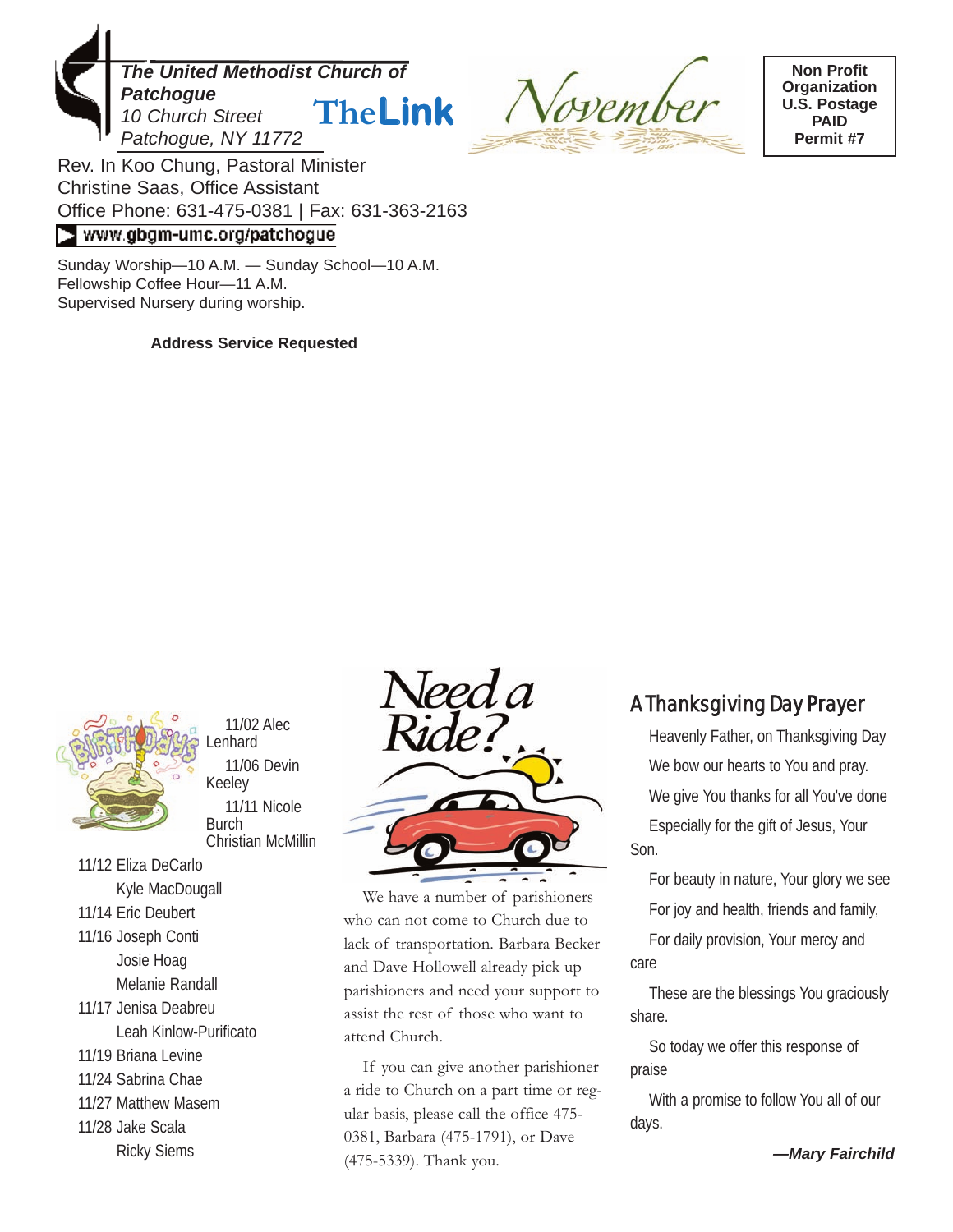***The United Methodist Church of Patchogue***
*10 Church Street*
*Patchogue, NY 11772*

**TheLink**

# November

**Non Profit Organization U.S. Postage PAID Permit #7**

Rev. In Koo Chung, Pastoral Minister
Christine Saas, Office Assistant
Office Phone: 631-475-0381 | Fax: 631-363-2163
www.gbgm-umc.org/patchogue

Sunday Worship—10 A.M. — Sunday School—10 A.M.
Fellowship Coffee Hour—11 A.M.
Supervised Nursery during worship.

**Address Service Requested**

## Birthdays

11/02 Alec Lenhard
11/06 Devin Keeley
11/11 Nicole Burch
Christian McMillin
11/12 Eliza DeCarlo
Kyle MacDougall
11/14 Eric Deubert
11/16 Joseph Conti
Josie Hoag
Melanie Randall
11/17 Jenisa Deabreu
Leah Kinlow-Purificato
11/19 Briana Levine
11/24 Sabrina Chae
11/27 Matthew Masem
11/28 Jake Scala
Ricky Siems

## Need a Ride?

We have a number of parishioners who can not come to Church due to lack of transportation. Barbara Becker and Dave Hollowell already pick up parishioners and need your support to assist the rest of those who want to attend Church.

If you can give another parishioner a ride to Church on a part time or regular basis, please call the office 475-0381, Barbara (475-1791), or Dave (475-5339). Thank you.

## A Thanksgiving Day Prayer

Heavenly Father, on Thanksgiving Day
We bow our hearts to You and pray.
We give You thanks for all You've done
Especially for the gift of Jesus, Your Son.
For beauty in nature, Your glory we see
For joy and health, friends and family,
For daily provision, Your mercy and care
These are the blessings You graciously share.
So today we offer this response of praise
With a promise to follow You all of our days.

***—Mary Fairchild***